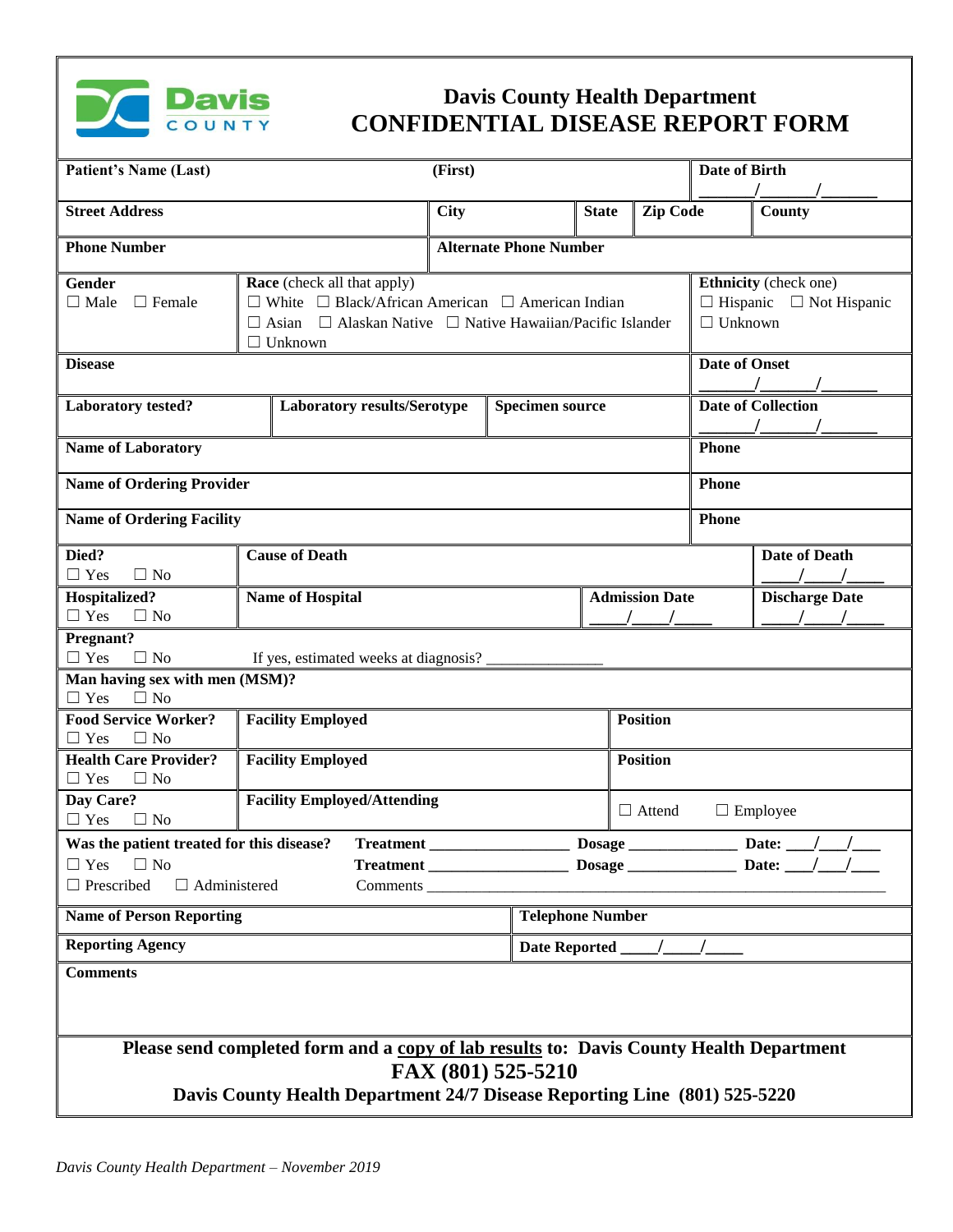# Davis County Health Department
# CONFIDENTIAL DISEASE REPORT FORM

| **Patient's Name (Last)** | **(First)** | **Date of Birth** _______/______/_______ |
|---|---|---|

| **Street Address** | **City** | **State** | **Zip Code** | **County** |
|---|---|---|---|---|

| **Phone Number** | **Alternate Phone Number** |
|---|---|

| **Gender** ☐ Male ☐ Female | **Race** (check all that apply) ☐ White ☐ Black/African American ☐ American Indian ☐ Asian ☐ Alaskan Native ☐ Native Hawaiian/Pacific Islander ☐ Unknown | **Ethnicity** (check one) ☐ Hispanic ☐ Not Hispanic ☐ Unknown |
|---|---|---|

| **Disease** | **Date of Onset** _______/______/_______ |
|---|---|

| **Laboratory tested?** | **Laboratory results/Serotype** | **Specimen source** | **Date of Collection** _______/______/_______ |
|---|---|---|---|

| **Name of Laboratory** | **Phone** |
|---|---|
| **Name of Ordering Provider** | **Phone** |
| **Name of Ordering Facility** | **Phone** |

| **Died?** ☐ Yes ☐ No | **Cause of Death** | | **Date of Death** ____/____/____ |
|---|---|---|---|
| **Hospitalized?** ☐ Yes ☐ No | **Name of Hospital** | **Admission Date** ____/____/____ | **Discharge Date** ____/____/____ |

**Pregnant?**
☐ Yes ☐ No  If yes, estimated weeks at diagnosis? ______________

**Man having sex with men (MSM)?**
☐ Yes ☐ No

| **Food Service Worker?** ☐ Yes ☐ No | **Facility Employed** | **Position** |
|---|---|---|
| **Health Care Provider?** ☐ Yes ☐ No | **Facility Employed** | **Position** |
| **Day Care?** ☐ Yes ☐ No | **Facility Employed/Attending** | ☐ Attend ☐ Employee |

**Was the patient treated for this disease?**
☐ Yes ☐ No
☐ Prescribed ☐ Administered

**Treatment** _________________ **Dosage** _____________ **Date:** ___/___/___
**Treatment** _________________ **Dosage** _____________ **Date:** ___/___/___
Comments ___________________________________________________________

| **Name of Person Reporting** | **Telephone Number** |
|---|---|
| **Reporting Agency** | **Date Reported** ____/____/____ |

**Comments**

**Please send completed form and a copy of lab results to: Davis County Health Department**
**FAX (801) 525-5210**
**Davis County Health Department 24/7 Disease Reporting Line (801) 525-5220**

*Davis County Health Department – November 2019*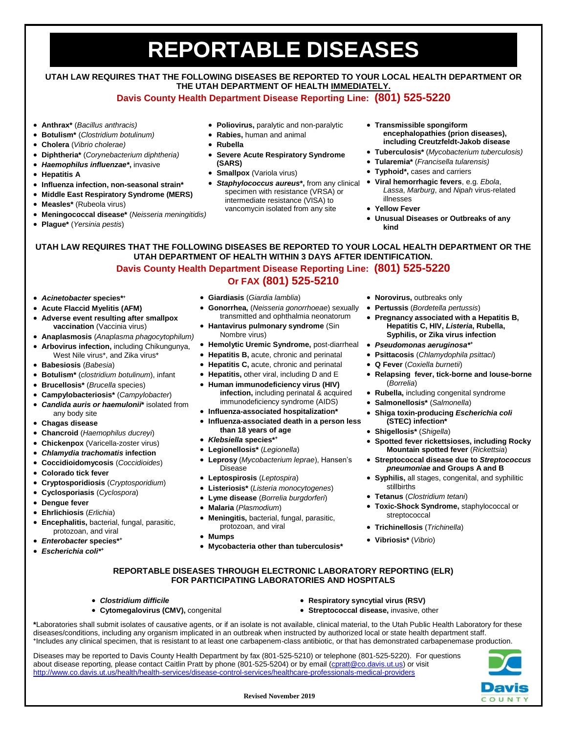# REPORTABLE DISEASES

**UTAH LAW REQUIRES THAT THE FOLLOWING DISEASES BE REPORTED TO YOUR LOCAL HEALTH DEPARTMENT OR THE UTAH DEPARTMENT OF HEALTH IMMEDIATELY.**

**Davis County Health Department Disease Reporting Line: (801) 525-5220**

- **Anthrax*** (*Bacillus anthracis)*
- **Botulism*** (*Clostridium botulinum)*
- **Cholera** (*Vibrio cholerae)*
- **Diphtheria*** (*Corynebacterium diphtheria)*
- ***Haemophilus influenzae*\*,** invasive
- **Hepatitis A**
- **Influenza infection, non-seasonal strain***
- **Middle East Respiratory Syndrome (MERS)**
- **Measles*** (Rubeola virus)
- **Meningococcal disease*** (*Neisseria meningitidis)*
- **Plague*** (*Yersinia pestis*)
- **Poliovirus,** paralytic and non-paralytic
- **Rabies,** human and animal
- **Rubella**
- **Severe Acute Respiratory Syndrome (SARS)**
- **Smallpox** (Variola virus)
- ***Staphylococcus aureus*\*,** from any clinical specimen with resistance (VRSA) or intermediate resistance (VISA) to vancomycin isolated from any site
- **Transmissible spongiform encephalopathies (prion diseases), including Creutzfeldt-Jakob disease**
- **Tuberculosis*** (*Mycobacterium tuberculosis)*
- **Tularemia*** (*Francisella tularensis)*
- **Typhoid*,** cases and carriers
- **Viral hemorrhagic fevers**, e.g. *Ebola*, *Lassa*, *Marburg*, and *Nipah* virus-related illnesses
- **Yellow Fever**
- **Unusual Diseases or Outbreaks of any kind**

**UTAH LAW REQUIRES THAT THE FOLLOWING DISEASES BE REPORTED TO YOUR LOCAL HEALTH DEPARTMENT OR THE UTAH DEPARTMENT OF HEALTH WITHIN 3 DAYS AFTER IDENTIFICATION.**

**Davis County Health Department Disease Reporting Line: (801) 525-5220**
**Or FAX (801) 525-5210**

- ***Acinetobacter* species*⁺**
- **Acute Flaccid Myelitis (AFM)**
- **Adverse event resulting after smallpox vaccination** (Vaccinia virus)
- **Anaplasmosis** (*Anaplasma phagocytophilum)*
- **Arbovirus infection,** including Chikungunya, West Nile virus*, and Zika virus*
- **Babesiosis** (*Babesia*)
- **Botulism*** (*clostridium botulinum*), infant
- **Brucellosis*** (*Brucella* species)
- **Campylobacteriosis*** (*Campylobacter*)
- ***Candida auris or haemulonii*\*** isolated from any body site
- **Chagas disease**
- **Chancroid** (*Haemophilus ducreyi*)
- **Chickenpox** (Varicella-zoster virus)
- ***Chlamydia trachomatis* infection**
- **Coccidioidomycosis** (*Coccidioides*)
- **Colorado tick fever**
- **Cryptosporidiosis** (*Cryptosporidium*)
- **Cyclosporiasis** (*Cyclospora*)
- **Dengue fever**
- **Ehrlichiosis** (*Erlichia*)
- **Encephalitis,** bacterial, fungal, parasitic, protozoan, and viral
- ***Enterobacter* species*⁺**
- ***Escherichia coli*\*⁺**
- **Giardiasis** (*Giardia lamblia*)
- **Gonorrhea,** (*Neisseria gonorrhoeae*) sexually transmitted and ophthalmia neonatorum
- **Hantavirus pulmonary syndrome** (Sin Nombre virus)
- **Hemolytic Uremic Syndrome,** post-diarrheal
- **Hepatitis B,** acute, chronic and perinatal
- **Hepatitis C,** acute, chronic and perinatal
- **Hepatitis,** other viral, including D and E
- **Human immunodeficiency virus (HIV) infection,** including perinatal & acquired immunodeficiency syndrome (AIDS)
- **Influenza-associated hospitalization***
- **Influenza-associated death in a person less than 18 years of age**
- ***Klebsiella* species*⁺**
- **Legionellosis*** (*Legionella*)
- **Leprosy** (*Mycobacterium leprae*), Hansen's Disease
- **Leptospirosis** (*Leptospira*)
- **Listeriosis*** (*Listeria monocytogenes*)
- **Lyme disease** (*Borrelia burgdorferi*)
- **Malaria** (*Plasmodium*)
- **Meningitis,** bacterial, fungal, parasitic, protozoan, and viral
- **Mumps**
- **Mycobacteria other than tuberculosis***
- **Norovirus,** outbreaks only
- **Pertussis** (*Bordetella pertussis*)
- **Pregnancy associated with a Hepatitis B, Hepatitis C, HIV, *Listeria*, Rubella, Syphilis, or Zika virus infection**
- ***Pseudomonas aeruginosa*\*⁺**
- **Psittacosis** (*Chlamydophila psittaci*)
- **Q Fever** (*Coxiella burnetii*)
- **Relapsing fever, tick-borne and louse-borne** (*Borrelia*)
- **Rubella,** including congenital syndrome
- **Salmonellosis*** (*Salmonella*)
- **Shiga toxin-producing *Escherichia coli* (STEC) infection***
- **Shigellosis*** (*Shigella*)
- **Spotted fever rickettsioses, including Rocky Mountain spotted fever** (*Rickettsia*)
- **Streptococcal disease due to *Streptococcus pneumoniae* and Groups A and B**
- **Syphilis,** all stages, congenital, and syphilitic stillbirths
- **Tetanus** (*Clostridium tetani*)
- **Toxic-Shock Syndrome,** staphylococcal or streptococcal
- **Trichinellosis** (*Trichinella*)
- **Vibriosis*** (*Vibrio*)

**REPORTABLE DISEASES THROUGH ELECTRONIC LABORATORY REPORTING (ELR) FOR PARTICIPATING LABORATORIES AND HOSPITALS**

- ***Clostridium difficile***
- **Cytomegalovirus (CMV),** congenital
- **Respiratory syncytial virus (RSV)**
- **Streptococcal disease,** invasive, other

**\***Laboratories shall submit isolates of causative agents, or if an isolate is not available, clinical material, to the Utah Public Health Laboratory for these diseases/conditions, including any organism implicated in an outbreak when instructed by authorized local or state health department staff.
⁺Includes any clinical specimen, that is resistant to at least one carbapenem-class antibiotic, or that has demonstrated carbapenemase production.

Diseases may be reported to Davis County Health Department by fax (801-525-5210) or telephone (801-525-5220). For questions about disease reporting, please contact Caitlin Pratt by phone (801-525-5204) or by email (cpratt@co.davis.ut.us) or visit http://www.co.davis.ut.us/health/health-services/disease-control-services/healthcare-professionals-medical-providers

Davis County

**Revised November 2019**